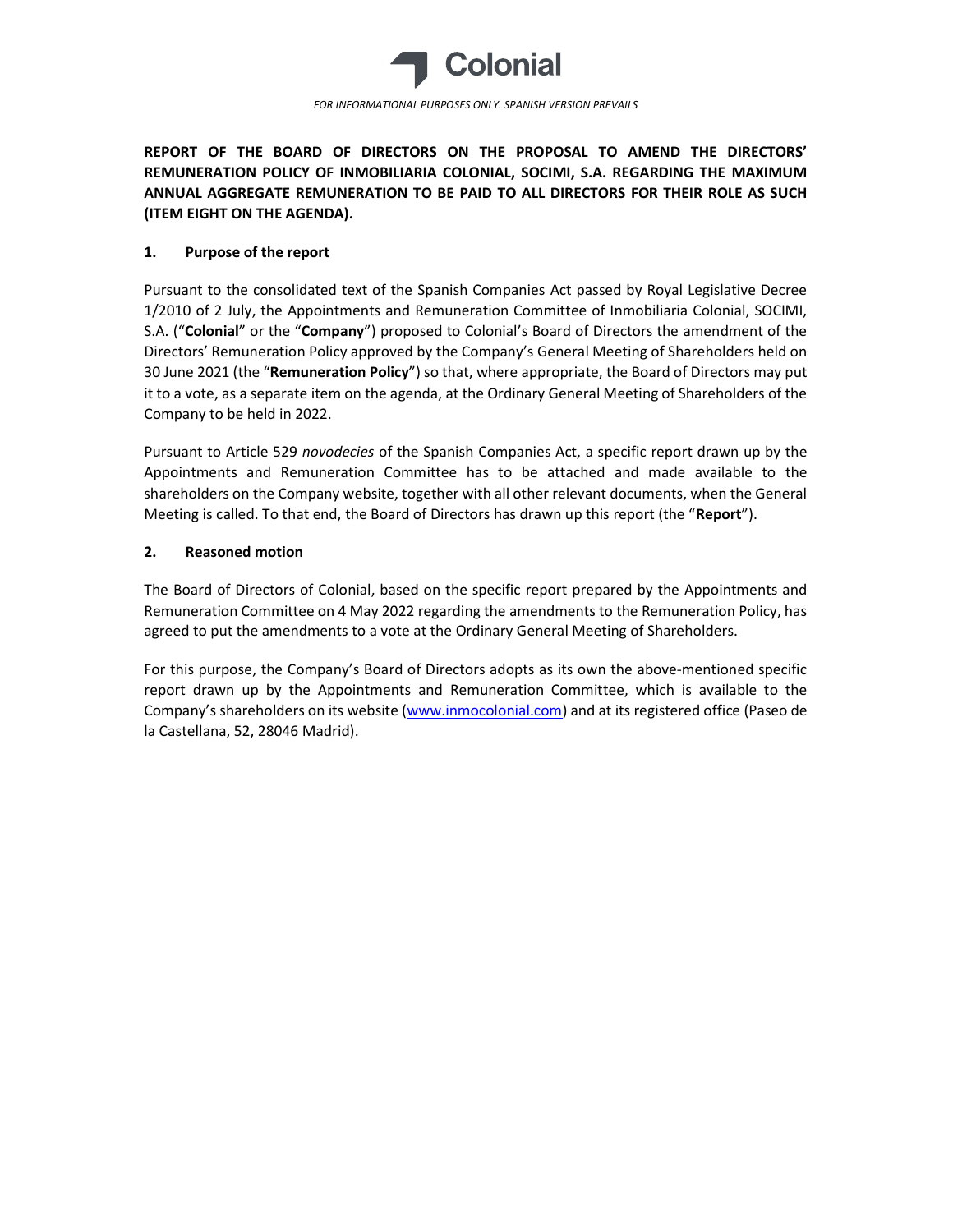FOR INFORMATIONAL PURPOSES ONLY. SPANISH VERSION PREVAILS

**REPORT OF THE BOARD OF DIRECTORS ON THE PROPOSAL TO AMEND THE DIRECTORS' REMUNERATION POLICY OF INMOBILIARIA COLONIAL, SOCIMI, S.A. REGARDING THE MAXIMUM ANNUAL AGGREGATE REMUNERATION TO BE PAID TO ALL DIRECTORS FOR THEIR ROLE AS SUCH (ITEM EIGHT ON THE AGENDA).**

## 1. Purpose of the report

Pursuant to the consolidated text of the Spanish Companies Act passed by Royal Legislative Decree 1/2010 of 2 July, the Appointments and Remuneration Committee of Inmobiliaria Colonial, SOCIMI, S.A. ("**Colonial**" or the "**Company**") proposed to Colonial's Board of Directors the amendment of the Directors' Remuneration Policy approved by the Company's General Meeting of Shareholders held on 30 June 2021 (the "**Remuneration Policy**") so that, where appropriate, the Board of Directors may put it to a vote, as a separate item on the agenda, at the Ordinary General Meeting of Shareholders of the Company to be held in 2022.

Pursuant to Article 529 *novodecies* of the Spanish Companies Act, a specific report drawn up by the Appointments and Remuneration Committee has to be attached and made available to the shareholders on the Company website, together with all other relevant documents, when the General Meeting is called. To that end, the Board of Directors has drawn up this report (the "**Report**").

## 2. Reasoned motion

The Board of Directors of Colonial, based on the specific report prepared by the Appointments and Remuneration Committee on 4 May 2022 regarding the amendments to the Remuneration Policy, has agreed to put the amendments to a vote at the Ordinary General Meeting of Shareholders.

For this purpose, the Company's Board of Directors adopts as its own the above-mentioned specific report drawn up by the Appointments and Remuneration Committee, which is available to the Company's shareholders on its website (www.inmocolonial.com) and at its registered office (Paseo de la Castellana, 52, 28046 Madrid).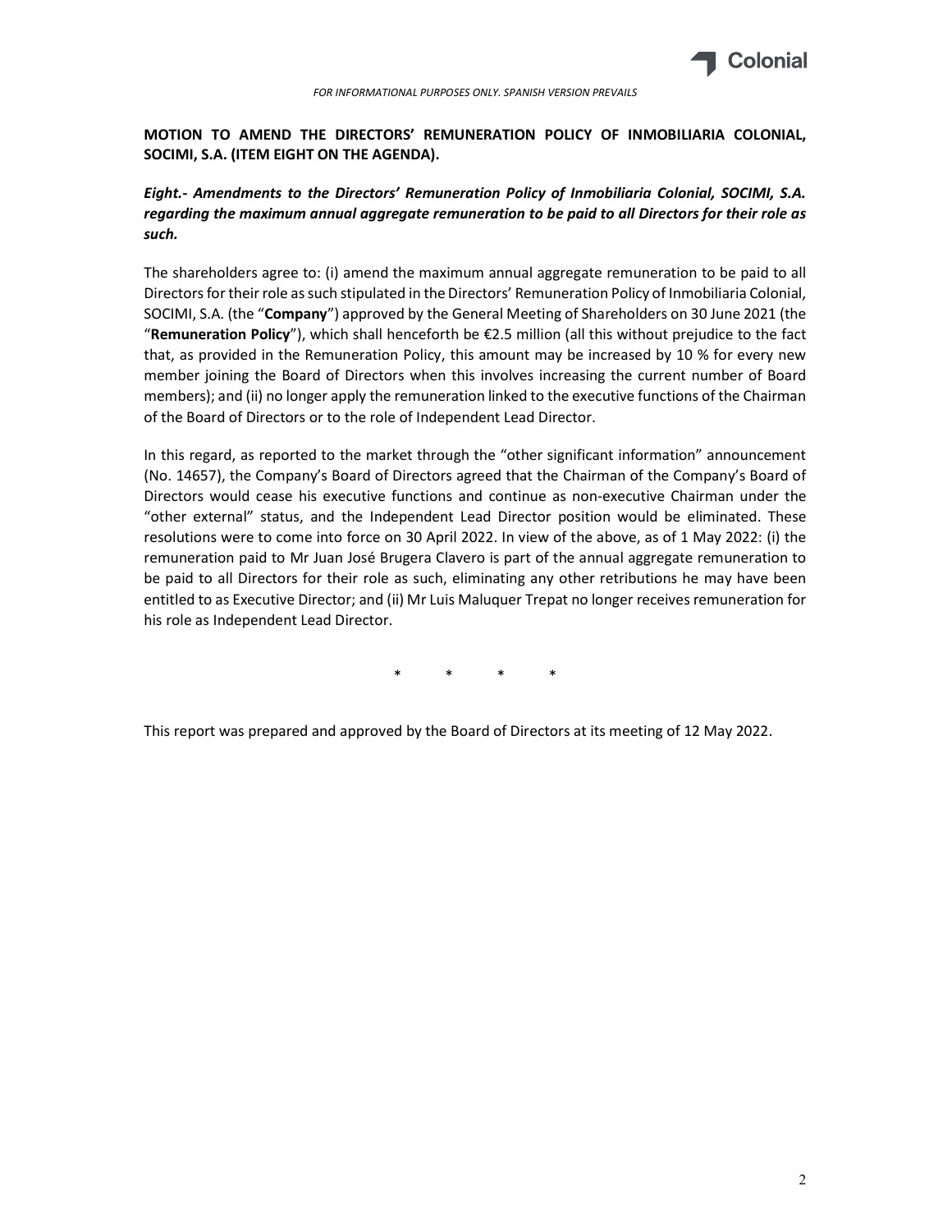FOR INFORMATIONAL PURPOSES ONLY. SPANISH VERSION PREVAILS

**MOTION TO AMEND THE DIRECTORS' REMUNERATION POLICY OF INMOBILIARIA COLONIAL, SOCIMI, S.A. (ITEM EIGHT ON THE AGENDA).**

***Eight.- Amendments to the Directors' Remuneration Policy of Inmobiliaria Colonial, SOCIMI, S.A. regarding the maximum annual aggregate remuneration to be paid to all Directors for their role as such.***

The shareholders agree to: (i) amend the maximum annual aggregate remuneration to be paid to all Directors for their role as such stipulated in the Directors' Remuneration Policy of Inmobiliaria Colonial, SOCIMI, S.A. (the "**Company**") approved by the General Meeting of Shareholders on 30 June 2021 (the "**Remuneration Policy**"), which shall henceforth be €2.5 million (all this without prejudice to the fact that, as provided in the Remuneration Policy, this amount may be increased by 10 % for every new member joining the Board of Directors when this involves increasing the current number of Board members); and (ii) no longer apply the remuneration linked to the executive functions of the Chairman of the Board of Directors or to the role of Independent Lead Director.

In this regard, as reported to the market through the "other significant information" announcement (No. 14657), the Company's Board of Directors agreed that the Chairman of the Company's Board of Directors would cease his executive functions and continue as non-executive Chairman under the "other external" status, and the Independent Lead Director position would be eliminated. These resolutions were to come into force on 30 April 2022. In view of the above, as of 1 May 2022: (i) the remuneration paid to Mr Juan José Brugera Clavero is part of the annual aggregate remuneration to be paid to all Directors for their role as such, eliminating any other retributions he may have been entitled to as Executive Director; and (ii) Mr Luis Maluquer Trepat no longer receives remuneration for his role as Independent Lead Director.

\* \* \* \*

This report was prepared and approved by the Board of Directors at its meeting of 12 May 2022.